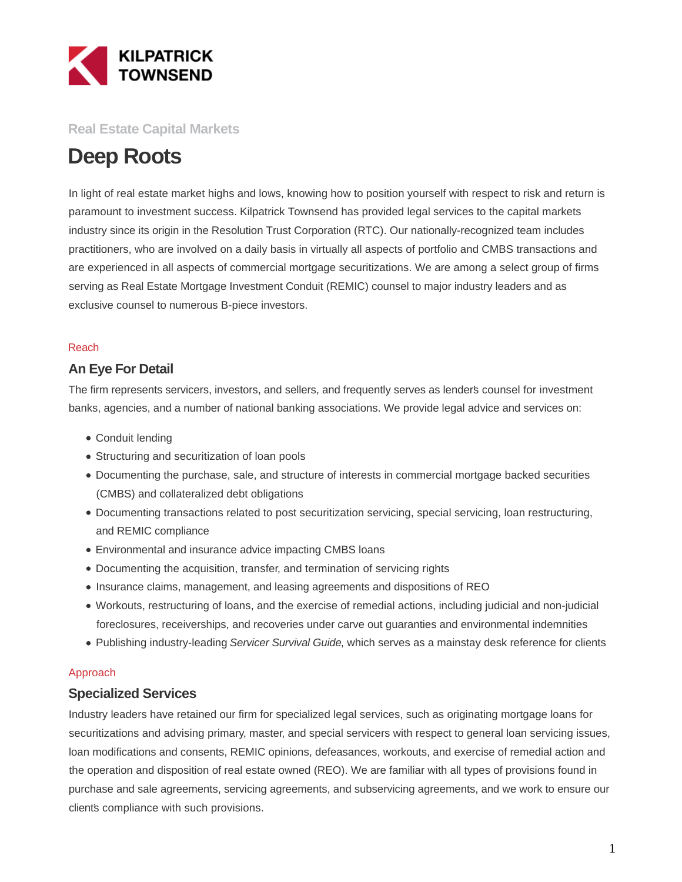KILPATRICK TOWNSEND

Real Estate Capital Markets

# Deep Roots

In light of real estate market highs and lows, knowing how to position yourself with respect to risk and return is paramount to investment success. Kilpatrick Townsend has provided legal services to the capital markets industry since its origin in the Resolution Trust Corporation (RTC). Our nationally-recognized team includes practitioners, who are involved on a daily basis in virtually all aspects of portfolio and CMBS transactions and are experienced in all aspects of commercial mortgage securitizations. We are among a select group of firms serving as Real Estate Mortgage Investment Conduit (REMIC) counsel to major industry leaders and as exclusive counsel to numerous B-piece investors.

Reach

## An Eye For Detail

The firm represents servicers, investors, and sellers, and frequently serves as lender's counsel for investment banks, agencies, and a number of national banking associations. We provide legal advice and services on:

- Conduit lending
- Structuring and securitization of loan pools
- Documenting the purchase, sale, and structure of interests in commercial mortgage backed securities (CMBS) and collateralized debt obligations
- Documenting transactions related to post securitization servicing, special servicing, loan restructuring, and REMIC compliance
- Environmental and insurance advice impacting CMBS loans
- Documenting the acquisition, transfer, and termination of servicing rights
- Insurance claims, management, and leasing agreements and dispositions of REO
- Workouts, restructuring of loans, and the exercise of remedial actions, including judicial and non-judicial foreclosures, receiverships, and recoveries under carve out guaranties and environmental indemnities
- Publishing industry-leading *Servicer Survival Guide*, which serves as a mainstay desk reference for clients

Approach

## Specialized Services

Industry leaders have retained our firm for specialized legal services, such as originating mortgage loans for securitizations and advising primary, master, and special servicers with respect to general loan servicing issues, loan modifications and consents, REMIC opinions, defeasances, workouts, and exercise of remedial action and the operation and disposition of real estate owned (REO). We are familiar with all types of provisions found in purchase and sale agreements, servicing agreements, and subservicing agreements, and we work to ensure our client's compliance with such provisions.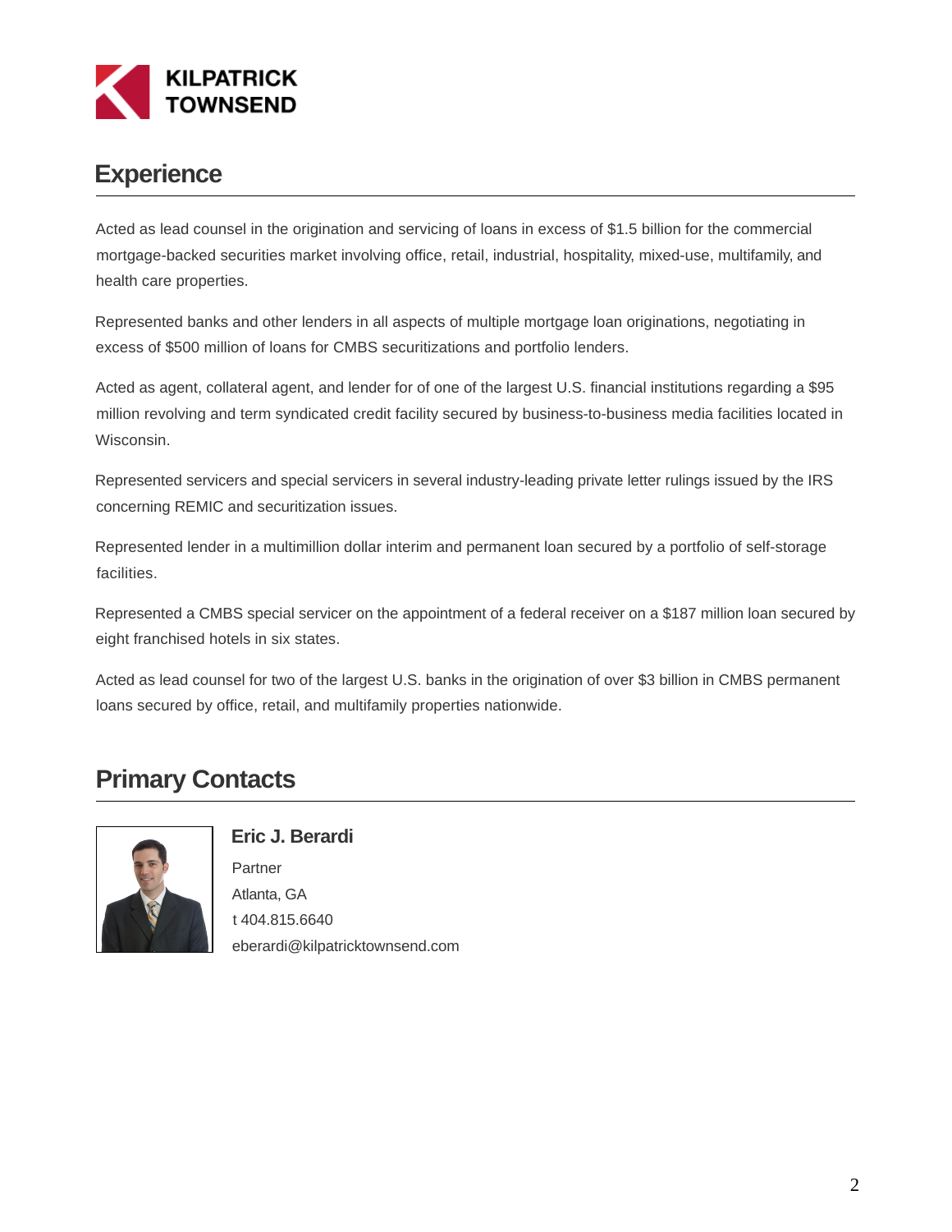## Experience

Acted as lead counsel in the origination and servicing of loans in excess of $1.5 billion for the commercial mortgage-backed securities market involving office, retail, industrial, hospitality, mixed-use, multifamily, and health care properties.

Represented banks and other lenders in all aspects of multiple mortgage loan originations, negotiating in excess of $500 million of loans for CMBS securitizations and portfolio lenders.

Acted as agent, collateral agent, and lender for of one of the largest U.S. financial institutions regarding a $95 million revolving and term syndicated credit facility secured by business-to-business media facilities located in Wisconsin.

Represented servicers and special servicers in several industry-leading private letter rulings issued by the IRS concerning REMIC and securitization issues.

Represented lender in a multimillion dollar interim and permanent loan secured by a portfolio of self-storage facilities.

Represented a CMBS special servicer on the appointment of a federal receiver on a $187 million loan secured by eight franchised hotels in six states.

Acted as lead counsel for two of the largest U.S. banks in the origination of over $3 billion in CMBS permanent loans secured by office, retail, and multifamily properties nationwide.

## Primary Contacts

### Eric J. Berardi

Partner
Atlanta, GA
t 404.815.6640
eberardi@kilpatricktownsend.com